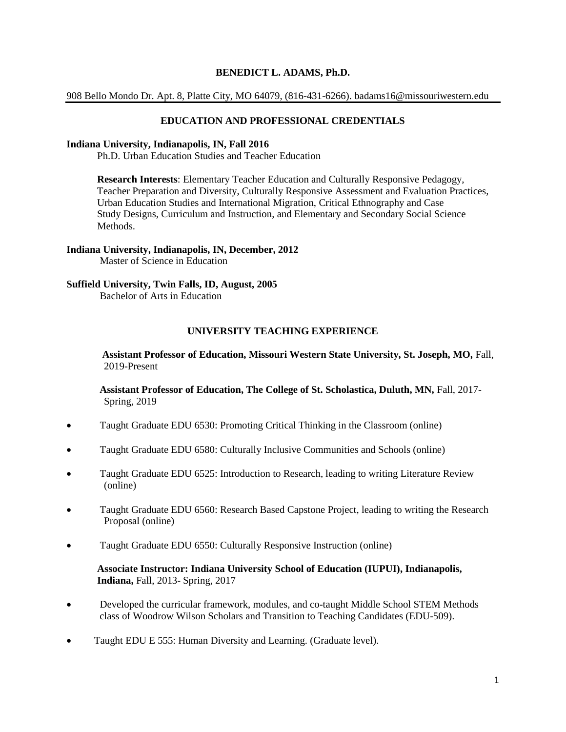# BENEDICT L. ADAMS, Ph.D.

908 Bello Mondo Dr. Apt. 8, Platte City, MO 64079, (816-431-6266). badams16@missouriwestern.edu

## EDUCATION AND PROFESSIONAL CREDENTIALS

**Indiana University, Indianapolis, IN, Fall 2016**
Ph.D. Urban Education Studies and Teacher Education

**Research Interests**: Elementary Teacher Education and Culturally Responsive Pedagogy, Teacher Preparation and Diversity, Culturally Responsive Assessment and Evaluation Practices, Urban Education Studies and International Migration, Critical Ethnography and Case Study Designs, Curriculum and Instruction, and Elementary and Secondary Social Science Methods.

**Indiana University, Indianapolis, IN, December, 2012**
Master of Science in Education

**Suffield University, Twin Falls, ID, August, 2005**
Bachelor of Arts in Education

## UNIVERSITY TEACHING EXPERIENCE

**Assistant Professor of Education, Missouri Western State University, St. Joseph, MO,** Fall, 2019-Present

**Assistant Professor of Education, The College of St. Scholastica, Duluth, MN,** Fall, 2017- Spring, 2019

- Taught Graduate EDU 6530: Promoting Critical Thinking in the Classroom (online)
- Taught Graduate EDU 6580: Culturally Inclusive Communities and Schools (online)
- Taught Graduate EDU 6525: Introduction to Research, leading to writing Literature Review (online)
- Taught Graduate EDU 6560: Research Based Capstone Project, leading to writing the Research Proposal (online)
- Taught Graduate EDU 6550: Culturally Responsive Instruction (online)

**Associate Instructor: Indiana University School of Education (IUPUI), Indianapolis, Indiana,** Fall, 2013- Spring, 2017

- Developed the curricular framework, modules, and co-taught Middle School STEM Methods class of Woodrow Wilson Scholars and Transition to Teaching Candidates (EDU-509).
- Taught EDU E 555: Human Diversity and Learning. (Graduate level).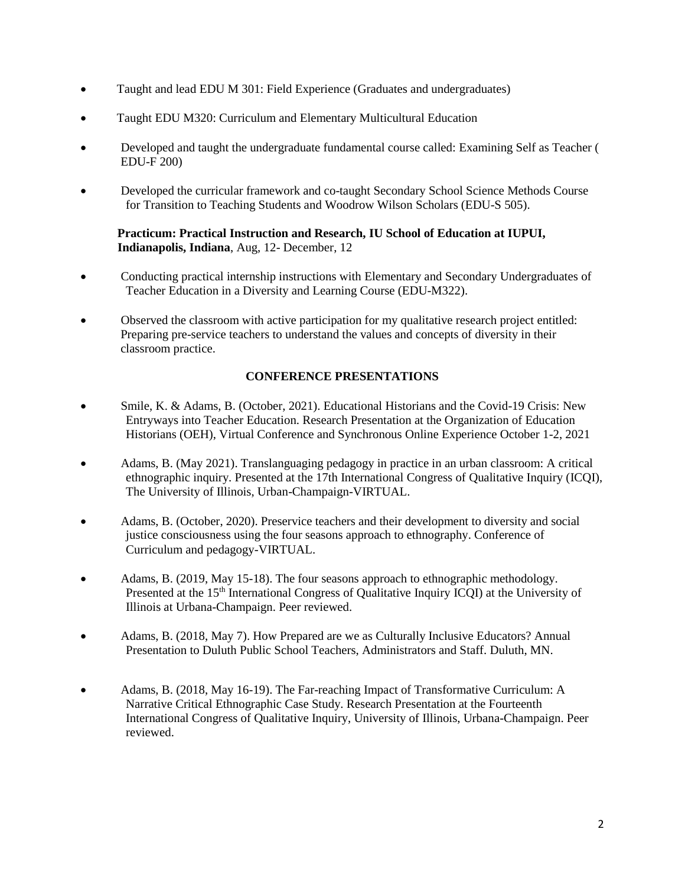- Taught and lead EDU M 301: Field Experience (Graduates and undergraduates)
- Taught EDU M320: Curriculum and Elementary Multicultural Education
- Developed and taught the undergraduate fundamental course called: Examining Self as Teacher ( EDU-F 200)
- Developed the curricular framework and co-taught Secondary School Science Methods Course for Transition to Teaching Students and Woodrow Wilson Scholars (EDU-S 505).

**Practicum: Practical Instruction and Research, IU School of Education at IUPUI, Indianapolis, Indiana**, Aug, 12- December, 12

- Conducting practical internship instructions with Elementary and Secondary Undergraduates of Teacher Education in a Diversity and Learning Course (EDU-M322).
- Observed the classroom with active participation for my qualitative research project entitled: Preparing pre-service teachers to understand the values and concepts of diversity in their classroom practice.

## CONFERENCE PRESENTATIONS

- Smile, K. & Adams, B. (October, 2021). Educational Historians and the Covid-19 Crisis: New Entryways into Teacher Education. Research Presentation at the Organization of Education Historians (OEH), Virtual Conference and Synchronous Online Experience October 1-2, 2021
- Adams, B. (May 2021). Translanguaging pedagogy in practice in an urban classroom: A critical ethnographic inquiry. Presented at the 17th International Congress of Qualitative Inquiry (ICQI), The University of Illinois, Urban-Champaign-VIRTUAL.
- Adams, B. (October, 2020). Preservice teachers and their development to diversity and social justice consciousness using the four seasons approach to ethnography. Conference of Curriculum and pedagogy-VIRTUAL.
- Adams, B. (2019, May 15-18). The four seasons approach to ethnographic methodology. Presented at the 15th International Congress of Qualitative Inquiry ICQI) at the University of Illinois at Urbana-Champaign. Peer reviewed.
- Adams, B. (2018, May 7). How Prepared are we as Culturally Inclusive Educators? Annual Presentation to Duluth Public School Teachers, Administrators and Staff. Duluth, MN.
- Adams, B. (2018, May 16-19). The Far-reaching Impact of Transformative Curriculum: A Narrative Critical Ethnographic Case Study. Research Presentation at the Fourteenth International Congress of Qualitative Inquiry, University of Illinois, Urbana-Champaign. Peer reviewed.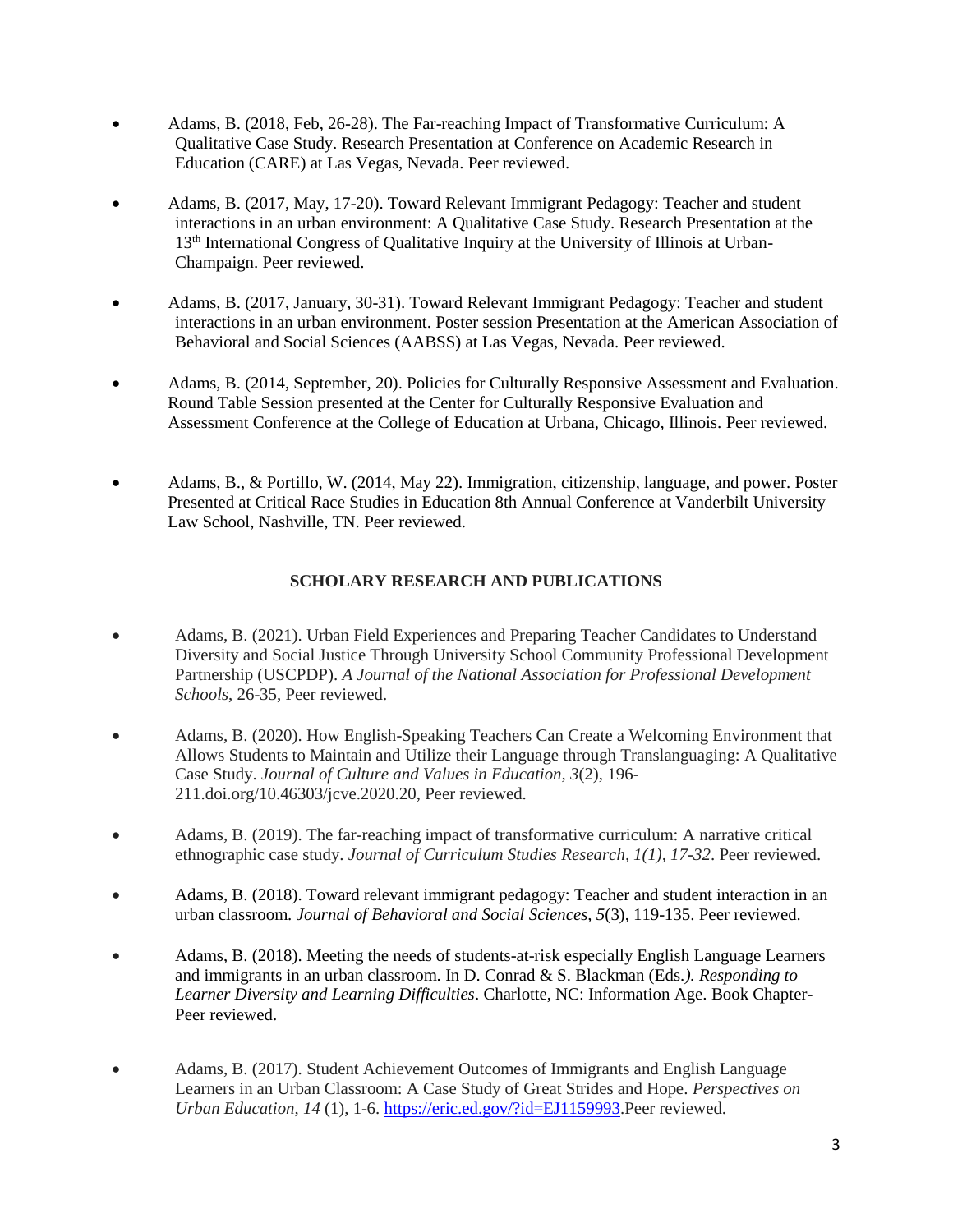- Adams, B. (2018, Feb, 26-28). The Far-reaching Impact of Transformative Curriculum: A Qualitative Case Study. Research Presentation at Conference on Academic Research in Education (CARE) at Las Vegas, Nevada. Peer reviewed.

- Adams, B. (2017, May, 17-20). Toward Relevant Immigrant Pedagogy: Teacher and student interactions in an urban environment: A Qualitative Case Study. Research Presentation at the 13th International Congress of Qualitative Inquiry at the University of Illinois at Urban-Champaign. Peer reviewed.

- Adams, B. (2017, January, 30-31). Toward Relevant Immigrant Pedagogy: Teacher and student interactions in an urban environment. Poster session Presentation at the American Association of Behavioral and Social Sciences (AABSS) at Las Vegas, Nevada. Peer reviewed.

- Adams, B. (2014, September, 20). Policies for Culturally Responsive Assessment and Evaluation. Round Table Session presented at the Center for Culturally Responsive Evaluation and Assessment Conference at the College of Education at Urbana, Chicago, Illinois. Peer reviewed.

- Adams, B., & Portillo, W. (2014, May 22). Immigration, citizenship, language, and power. Poster Presented at Critical Race Studies in Education 8th Annual Conference at Vanderbilt University Law School, Nashville, TN. Peer reviewed.

## SCHOLARY RESEARCH AND PUBLICATIONS

- Adams, B. (2021). Urban Field Experiences and Preparing Teacher Candidates to Understand Diversity and Social Justice Through University School Community Professional Development Partnership (USCPDP). *A Journal of the National Association for Professional Development Schools*, 26-35, Peer reviewed.

- Adams, B. (2020). How English-Speaking Teachers Can Create a Welcoming Environment that Allows Students to Maintain and Utilize their Language through Translanguaging: A Qualitative Case Study. *Journal of Culture and Values in Education, 3*(2), 196-211.doi.org/10.46303/jcve.2020.20, Peer reviewed.

- Adams, B. (2019). The far-reaching impact of transformative curriculum: A narrative critical ethnographic case study. *Journal of Curriculum Studies Research, 1(1), 17-32*. Peer reviewed.

- Adams, B. (2018). Toward relevant immigrant pedagogy: Teacher and student interaction in an urban classroom. *Journal of Behavioral and Social Sciences, 5*(3), 119-135. Peer reviewed.

- Adams, B. (2018). Meeting the needs of students-at-risk especially English Language Learners and immigrants in an urban classroom. In D. Conrad & S. Blackman (Eds.). *Responding to Learner Diversity and Learning Difficulties*. Charlotte, NC: Information Age. Book Chapter-Peer reviewed.

- Adams, B. (2017). Student Achievement Outcomes of Immigrants and English Language Learners in an Urban Classroom: A Case Study of Great Strides and Hope. *Perspectives on Urban Education, 14* (1), 1-6. https://eric.ed.gov/?id=EJ1159993.Peer reviewed.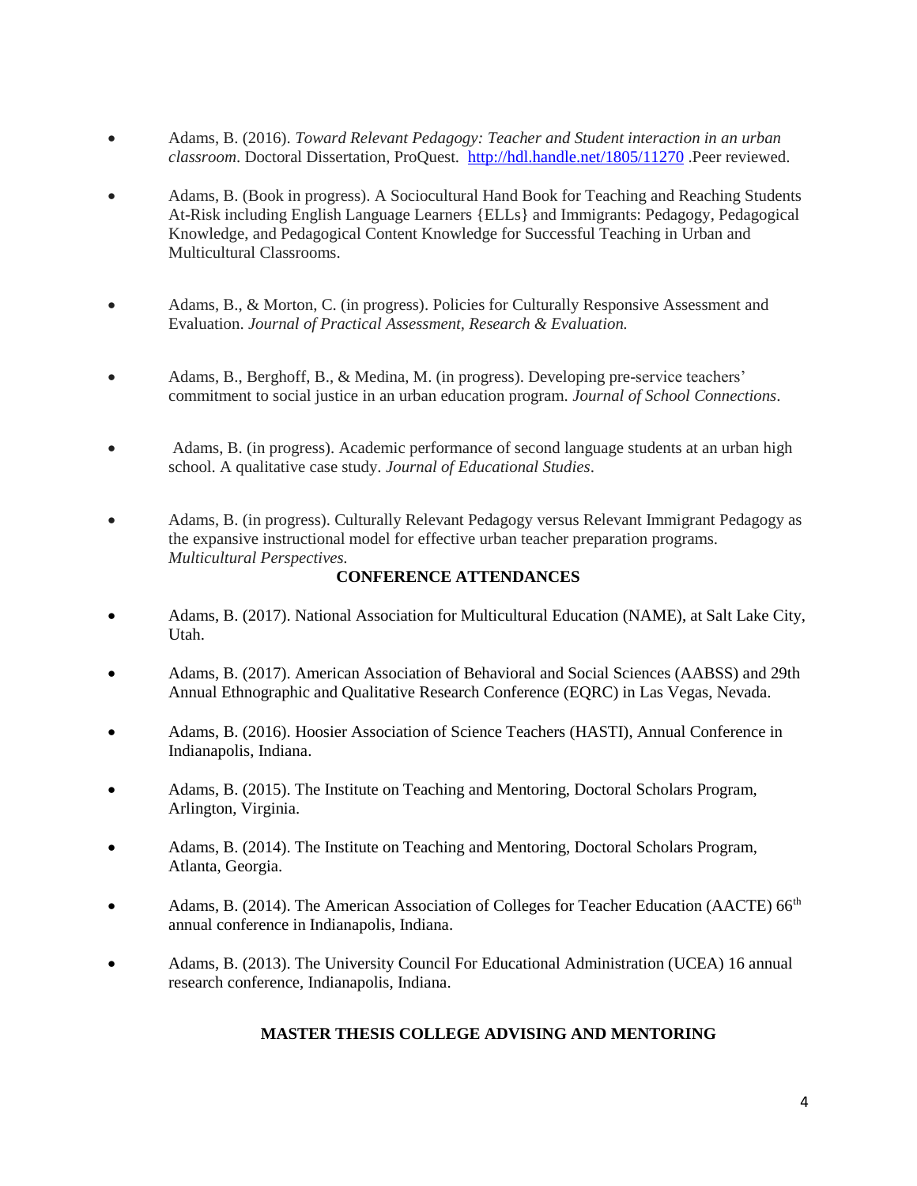- Adams, B. (2016). *Toward Relevant Pedagogy: Teacher and Student interaction in an urban classroom*. Doctoral Dissertation, ProQuest. [http://hdl.handle.net/1805/11270](http://hdl.handle.net/1805/11270) .Peer reviewed.

- Adams, B. (Book in progress). A Sociocultural Hand Book for Teaching and Reaching Students At-Risk including English Language Learners {ELLs} and Immigrants: Pedagogy, Pedagogical Knowledge, and Pedagogical Content Knowledge for Successful Teaching in Urban and Multicultural Classrooms.

- Adams, B., & Morton, C. (in progress). Policies for Culturally Responsive Assessment and Evaluation. *Journal of Practical Assessment, Research & Evaluation.*

- Adams, B., Berghoff, B., & Medina, M. (in progress). Developing pre-service teachers' commitment to social justice in an urban education program. *Journal of School Connections*.

- Adams, B. (in progress). Academic performance of second language students at an urban high school. A qualitative case study. *Journal of Educational Studies*.

- Adams, B. (in progress). Culturally Relevant Pedagogy versus Relevant Immigrant Pedagogy as the expansive instructional model for effective urban teacher preparation programs. *Multicultural Perspectives.*

**CONFERENCE ATTENDANCES**

- Adams, B. (2017). National Association for Multicultural Education (NAME), at Salt Lake City, Utah.

- Adams, B. (2017). American Association of Behavioral and Social Sciences (AABSS) and 29th Annual Ethnographic and Qualitative Research Conference (EQRC) in Las Vegas, Nevada.

- Adams, B. (2016). Hoosier Association of Science Teachers (HASTI), Annual Conference in Indianapolis, Indiana.

- Adams, B. (2015). The Institute on Teaching and Mentoring, Doctoral Scholars Program, Arlington, Virginia.

- Adams, B. (2014). The Institute on Teaching and Mentoring, Doctoral Scholars Program, Atlanta, Georgia.

- Adams, B. (2014). The American Association of Colleges for Teacher Education (AACTE) 66th annual conference in Indianapolis, Indiana.

- Adams, B. (2013). The University Council For Educational Administration (UCEA) 16 annual research conference, Indianapolis, Indiana.

**MASTER THESIS COLLEGE ADVISING AND MENTORING**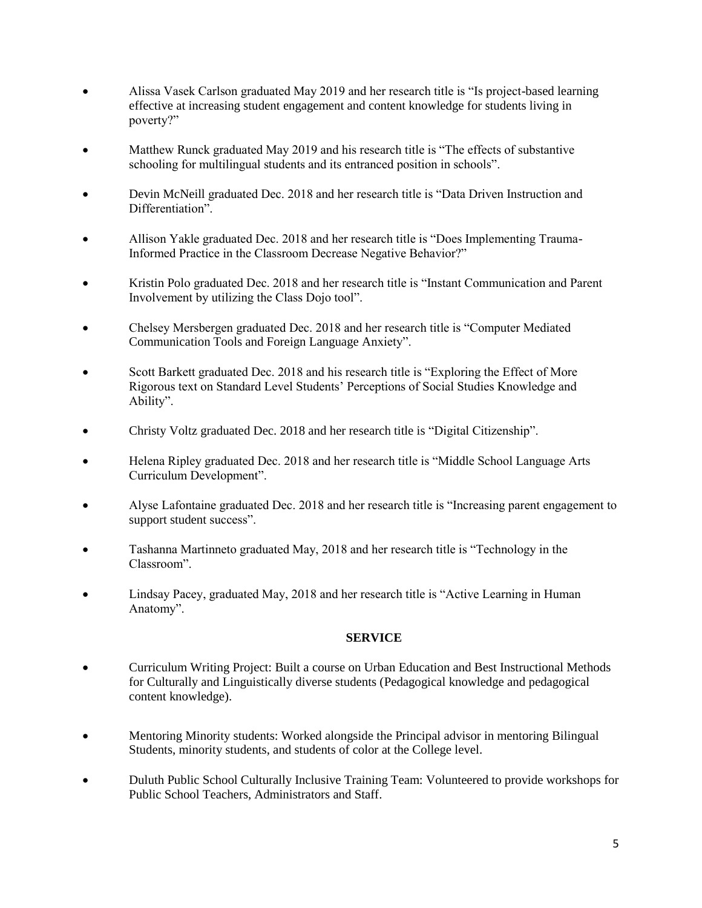- Alissa Vasek Carlson graduated May 2019 and her research title is "Is project-based learning effective at increasing student engagement and content knowledge for students living in poverty?"

- Matthew Runck graduated May 2019 and his research title is "The effects of substantive schooling for multilingual students and its entranced position in schools".

- Devin McNeill graduated Dec. 2018 and her research title is "Data Driven Instruction and Differentiation".

- Allison Yakle graduated Dec. 2018 and her research title is "Does Implementing Trauma-Informed Practice in the Classroom Decrease Negative Behavior?"

- Kristin Polo graduated Dec. 2018 and her research title is "Instant Communication and Parent Involvement by utilizing the Class Dojo tool".

- Chelsey Mersbergen graduated Dec. 2018 and her research title is "Computer Mediated Communication Tools and Foreign Language Anxiety".

- Scott Barkett graduated Dec. 2018 and his research title is "Exploring the Effect of More Rigorous text on Standard Level Students' Perceptions of Social Studies Knowledge and Ability".

- Christy Voltz graduated Dec. 2018 and her research title is "Digital Citizenship".

- Helena Ripley graduated Dec. 2018 and her research title is "Middle School Language Arts Curriculum Development".

- Alyse Lafontaine graduated Dec. 2018 and her research title is "Increasing parent engagement to support student success".

- Tashanna Martinneto graduated May, 2018 and her research title is "Technology in the Classroom".

- Lindsay Pacey, graduated May, 2018 and her research title is "Active Learning in Human Anatomy".

## SERVICE

- Curriculum Writing Project: Built a course on Urban Education and Best Instructional Methods for Culturally and Linguistically diverse students (Pedagogical knowledge and pedagogical content knowledge).

- Mentoring Minority students: Worked alongside the Principal advisor in mentoring Bilingual Students, minority students, and students of color at the College level.

- Duluth Public School Culturally Inclusive Training Team: Volunteered to provide workshops for Public School Teachers, Administrators and Staff.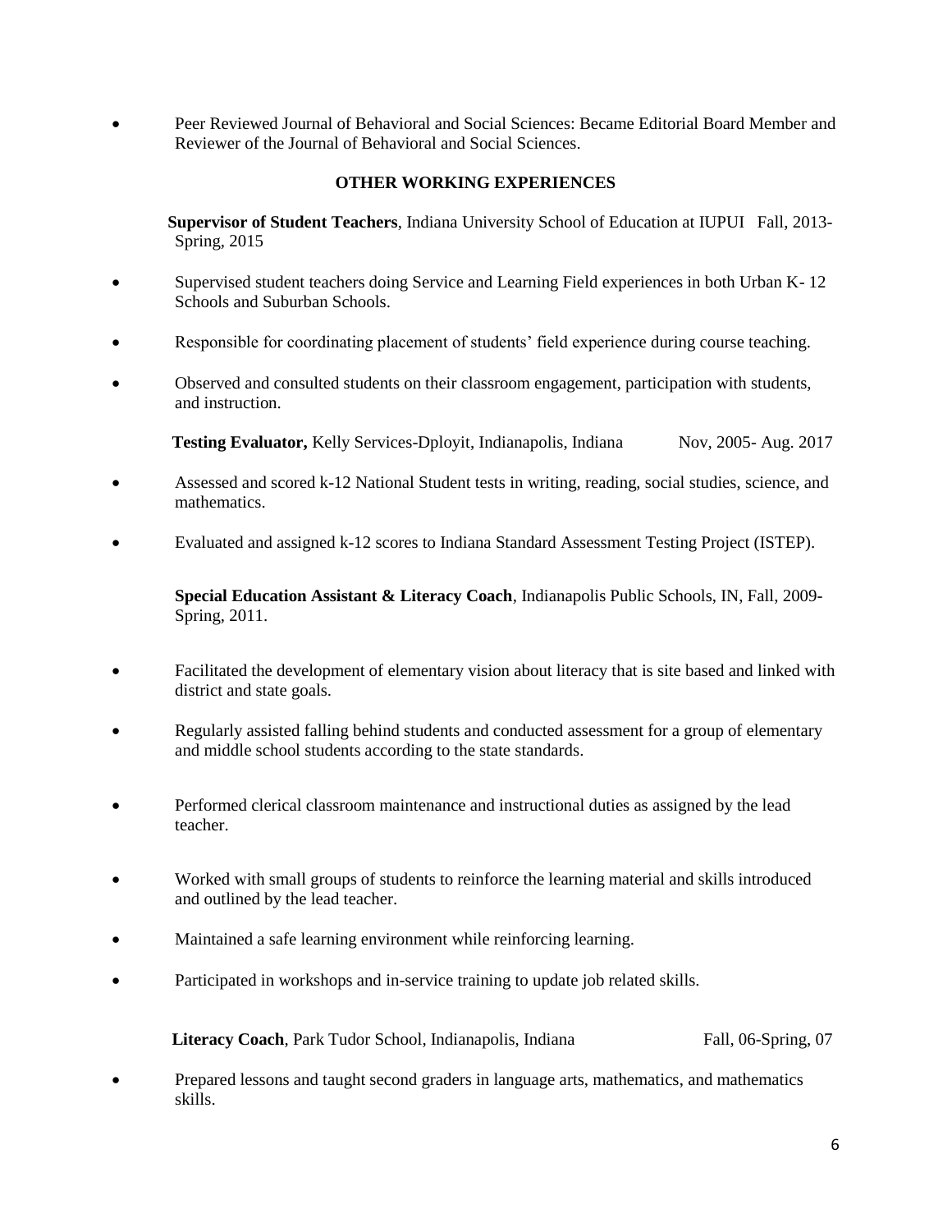- Peer Reviewed Journal of Behavioral and Social Sciences: Became Editorial Board Member and Reviewer of the Journal of Behavioral and Social Sciences.

## OTHER WORKING EXPERIENCES

**Supervisor of Student Teachers**, Indiana University School of Education at IUPUI Fall, 2013-Spring, 2015

- Supervised student teachers doing Service and Learning Field experiences in both Urban K- 12 Schools and Suburban Schools.
- Responsible for coordinating placement of students' field experience during course teaching.
- Observed and consulted students on their classroom engagement, participation with students, and instruction.

**Testing Evaluator,** Kelly Services-Dployit, Indianapolis, Indiana Nov, 2005- Aug. 2017

- Assessed and scored k-12 National Student tests in writing, reading, social studies, science, and mathematics.
- Evaluated and assigned k-12 scores to Indiana Standard Assessment Testing Project (ISTEP).

**Special Education Assistant & Literacy Coach**, Indianapolis Public Schools, IN, Fall, 2009-Spring, 2011.

- Facilitated the development of elementary vision about literacy that is site based and linked with district and state goals.
- Regularly assisted falling behind students and conducted assessment for a group of elementary and middle school students according to the state standards.
- Performed clerical classroom maintenance and instructional duties as assigned by the lead teacher.
- Worked with small groups of students to reinforce the learning material and skills introduced and outlined by the lead teacher.
- Maintained a safe learning environment while reinforcing learning.
- Participated in workshops and in-service training to update job related skills.

**Literacy Coach**, Park Tudor School, Indianapolis, Indiana Fall, 06-Spring, 07

- Prepared lessons and taught second graders in language arts, mathematics, and mathematics skills.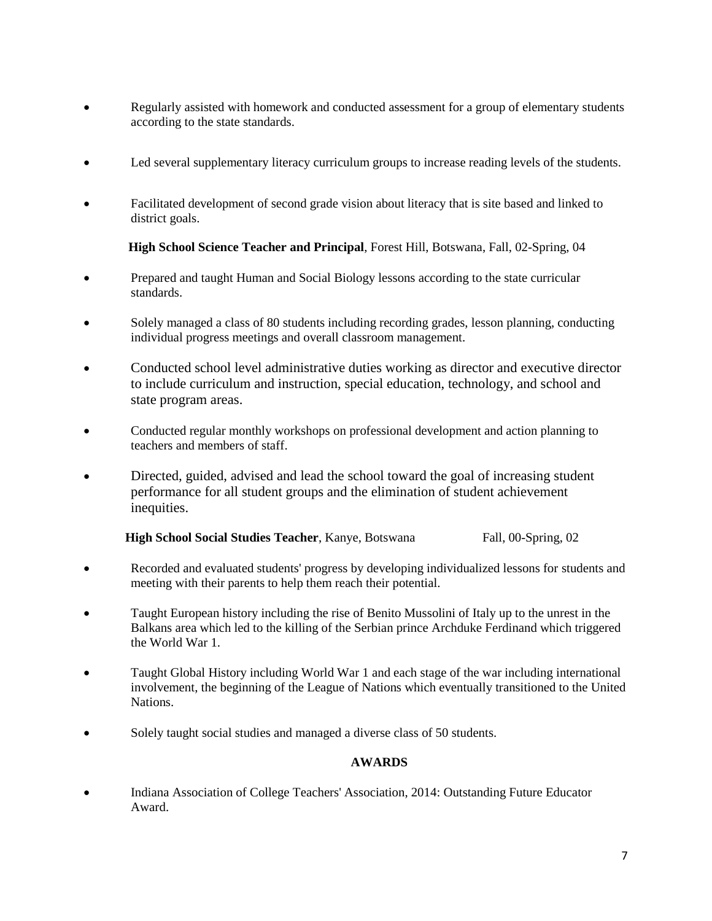- Regularly assisted with homework and conducted assessment for a group of elementary students according to the state standards.
- Led several supplementary literacy curriculum groups to increase reading levels of the students.
- Facilitated development of second grade vision about literacy that is site based and linked to district goals.

**High School Science Teacher and Principal**, Forest Hill, Botswana, Fall, 02-Spring, 04

- Prepared and taught Human and Social Biology lessons according to the state curricular standards.
- Solely managed a class of 80 students including recording grades, lesson planning, conducting individual progress meetings and overall classroom management.
- Conducted school level administrative duties working as director and executive director to include curriculum and instruction, special education, technology, and school and state program areas.
- Conducted regular monthly workshops on professional development and action planning to teachers and members of staff.
- Directed, guided, advised and lead the school toward the goal of increasing student performance for all student groups and the elimination of student achievement inequities.

**High School Social Studies Teacher**, Kanye, Botswana Fall, 00-Spring, 02

- Recorded and evaluated students' progress by developing individualized lessons for students and meeting with their parents to help them reach their potential.
- Taught European history including the rise of Benito Mussolini of Italy up to the unrest in the Balkans area which led to the killing of the Serbian prince Archduke Ferdinand which triggered the World War 1.
- Taught Global History including World War 1 and each stage of the war including international involvement, the beginning of the League of Nations which eventually transitioned to the United Nations.
- Solely taught social studies and managed a diverse class of 50 students.

## AWARDS

- Indiana Association of College Teachers' Association, 2014: Outstanding Future Educator Award.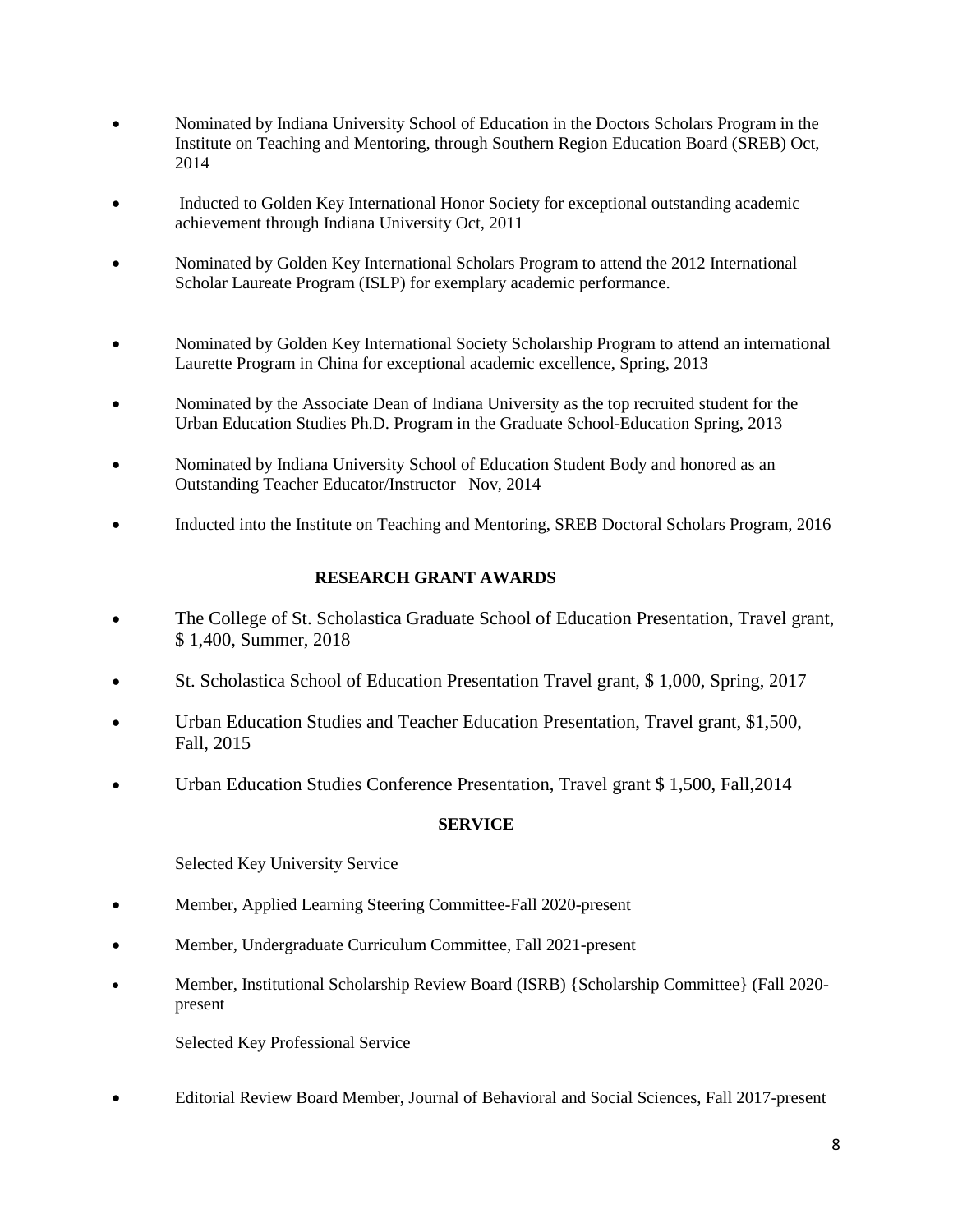- Nominated by Indiana University School of Education in the Doctors Scholars Program in the Institute on Teaching and Mentoring, through Southern Region Education Board (SREB) Oct, 2014

- Inducted to Golden Key International Honor Society for exceptional outstanding academic achievement through Indiana University Oct, 2011

- Nominated by Golden Key International Scholars Program to attend the 2012 International Scholar Laureate Program (ISLP) for exemplary academic performance.

- Nominated by Golden Key International Society Scholarship Program to attend an international Laurette Program in China for exceptional academic excellence, Spring, 2013

- Nominated by the Associate Dean of Indiana University as the top recruited student for the Urban Education Studies Ph.D. Program in the Graduate School-Education Spring, 2013

- Nominated by Indiana University School of Education Student Body and honored as an Outstanding Teacher Educator/Instructor Nov, 2014

- Inducted into the Institute on Teaching and Mentoring, SREB Doctoral Scholars Program, 2016

## RESEARCH GRANT AWARDS

- The College of St. Scholastica Graduate School of Education Presentation, Travel grant, $ 1,400, Summer, 2018

- St. Scholastica School of Education Presentation Travel grant, $ 1,000, Spring, 2017

- Urban Education Studies and Teacher Education Presentation, Travel grant, $1,500, Fall, 2015

- Urban Education Studies Conference Presentation, Travel grant $ 1,500, Fall,2014

## SERVICE

Selected Key University Service

- Member, Applied Learning Steering Committee-Fall 2020-present

- Member, Undergraduate Curriculum Committee, Fall 2021-present

- Member, Institutional Scholarship Review Board (ISRB) {Scholarship Committee} (Fall 2020-present

Selected Key Professional Service

- Editorial Review Board Member, Journal of Behavioral and Social Sciences, Fall 2017-present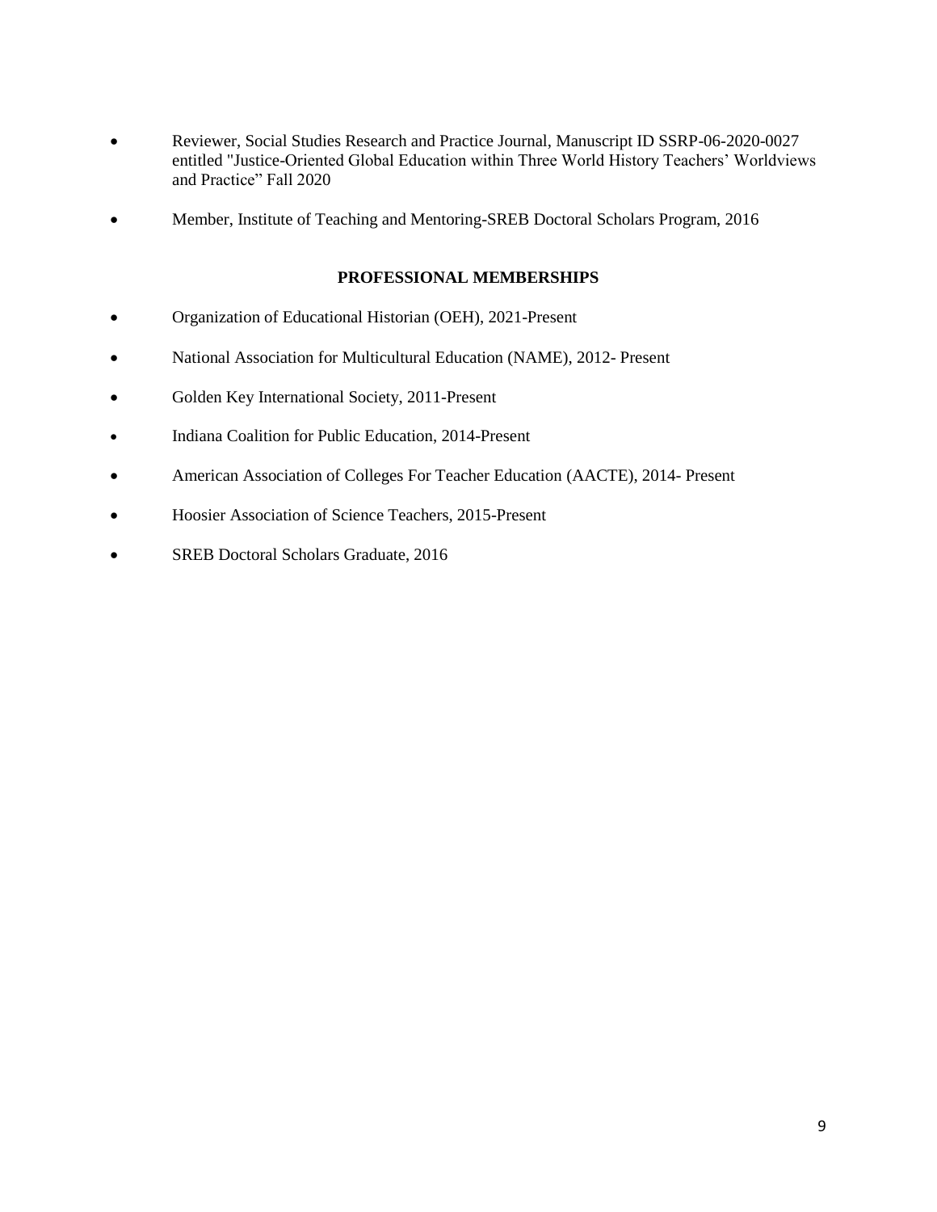- Reviewer, Social Studies Research and Practice Journal, Manuscript ID SSRP-06-2020-0027 entitled "Justice-Oriented Global Education within Three World History Teachers' Worldviews and Practice" Fall 2020

- Member, Institute of Teaching and Mentoring-SREB Doctoral Scholars Program, 2016

## PROFESSIONAL MEMBERSHIPS

- Organization of Educational Historian (OEH), 2021-Present

- National Association for Multicultural Education (NAME), 2012- Present

- Golden Key International Society, 2011-Present

- Indiana Coalition for Public Education, 2014-Present

- American Association of Colleges For Teacher Education (AACTE), 2014- Present

- Hoosier Association of Science Teachers, 2015-Present

- SREB Doctoral Scholars Graduate, 2016